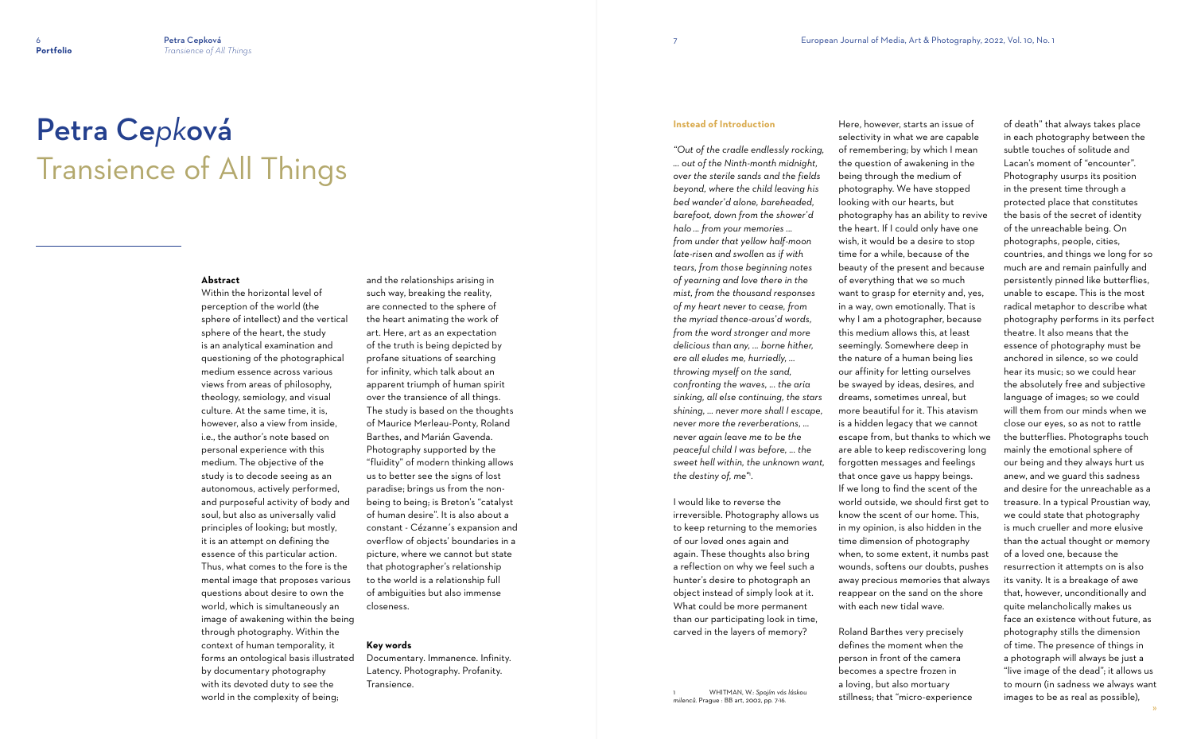# Petra Cep*k*ová
## Transience of All Things

**Abstract**

Within the horizontal level of perception of the world (the sphere of intellect) and the vertical sphere of the heart, the study is an analytical examination and questioning of the photographical medium essence across various views from areas of philosophy, theology, semiology, and visual culture. At the same time, it is, however, also a view from inside, i.e., the author's note based on personal experience with this medium. The objective of the study is to decode seeing as an autonomous, actively performed, and purposeful activity of body and soul, but also as universally valid principles of looking; but mostly, it is an attempt on defining the essence of this particular action. Thus, what comes to the fore is the mental image that proposes various questions about desire to own the world, which is simultaneously an image of awakening within the being through photography. Within the context of human temporality, it forms an ontological basis illustrated by documentary photography with its devoted duty to see the world in the complexity of being; and the relationships arising in such way, breaking the reality, are connected to the sphere of the heart animating the work of art. Here, art as an expectation of the truth is being depicted by profane situations of searching for infinity, which talk about an apparent triumph of human spirit over the transience of all things. The study is based on the thoughts of Maurice Merleau-Ponty, Roland Barthes, and Marián Gavenda. Photography supported by the "fluidity" of modern thinking allows us to better see the signs of lost paradise; brings us from the non-being to being; is Breton's "catalyst of human desire". It is also about a constant - Cézanne´s expansion and overflow of objects' boundaries in a picture, where we cannot but state that photographer's relationship to the world is a relationship full of ambiguities but also immense closeness.

**Key words**

Documentary. Immanence. Infinity. Latency. Photography. Profanity. Transience.

### Instead of Introduction

*"Out of the cradle endlessly rocking, … out of the Ninth-month midnight, over the sterile sands and the fields beyond, where the child leaving his bed wander'd alone, bareheaded, barefoot, down from the shower'd halo … from your memories … from under that yellow half-moon late-risen and swollen as if with tears, from those beginning notes of yearning and love there in the mist, from the thousand responses of my heart never to cease, from the myriad thence-arous'd words, from the word stronger and more delicious than any, … borne hither, ere all eludes me, hurriedly, … throwing myself on the sand, confronting the waves, … the aria sinking, all else continuing, the stars shining, … never more shall I escape, never more the reverberations, … never again leave me to be the peaceful child I was before, … the sweet hell within, the unknown want, the destiny of, me"*[1].

I would like to reverse the irreversible. Photography allows us to keep returning to the memories of our loved ones again and again. These thoughts also bring a reflection on why we feel such a hunter's desire to photograph an object instead of simply look at it. What could be more permanent than our participating look in time, carved in the layers of memory?

Here, however, starts an issue of selectivity in what we are capable of remembering; by which I mean the question of awakening in the being through the medium of photography. We have stopped looking with our hearts, but photography has an ability to revive the heart. If I could only have one wish, it would be a desire to stop time for a while, because of the beauty of the present and because of everything that we so much want to grasp for eternity and, yes, in a way, own emotionally. That is why I am a photographer, because this medium allows this, at least seemingly. Somewhere deep in the nature of a human being lies our affinity for letting ourselves be swayed by ideas, desires, and dreams, sometimes unreal, but more beautiful for it. This atavism is a hidden legacy that we cannot escape from, but thanks to which we are able to keep rediscovering long forgotten messages and feelings that once gave us happy beings. If we long to find the scent of the world outside, we should first get to know the scent of our home. This, in my opinion, is also hidden in the time dimension of photography when, to some extent, it numbs past wounds, softens our doubts, pushes away precious memories that always reappear on the sand on the shore with each new tidal wave.

Roland Barthes very precisely defines the moment when the person in front of the camera becomes a spectre frozen in a loving, but also mortuary stillness; that "micro-experience of death" that always takes place in each photography between the subtle touches of solitude and Lacan's moment of "encounter". Photography usurps its position in the present time through a protected place that constitutes the basis of the secret of identity of the unreachable being. On photographs, people, cities, countries, and things we long for so much are and remain painfully and persistently pinned like butterflies, unable to escape. This is the most radical metaphor to describe what photography performs in its perfect theatre. It also means that the essence of photography must be anchored in silence, so we could hear its music; so we could hear the absolutely free and subjective language of images; so we could will them from our minds when we close our eyes, so as not to rattle the butterflies. Photographs touch mainly the emotional sphere of our being and they always hurt us anew, and we guard this sadness and desire for the unreachable as a treasure. In a typical Proustian way, we could state that photography is much crueller and more elusive than the actual thought or memory of a loved one, because the resurrection it attempts on is also its vanity. It is a breakage of awe that, however, unconditionally and quite melancholically makes us face an existence without future, as photography stills the dimension of time. The presence of things in a photograph will always be just a "live image of the dead"; it allows us to mourn (in sadness we always want images to be as real as possible),

---

1 WHITMAN, W.: *Spojím vás láskou milenců*. Prague : BB art, 2002, pp. 7-16.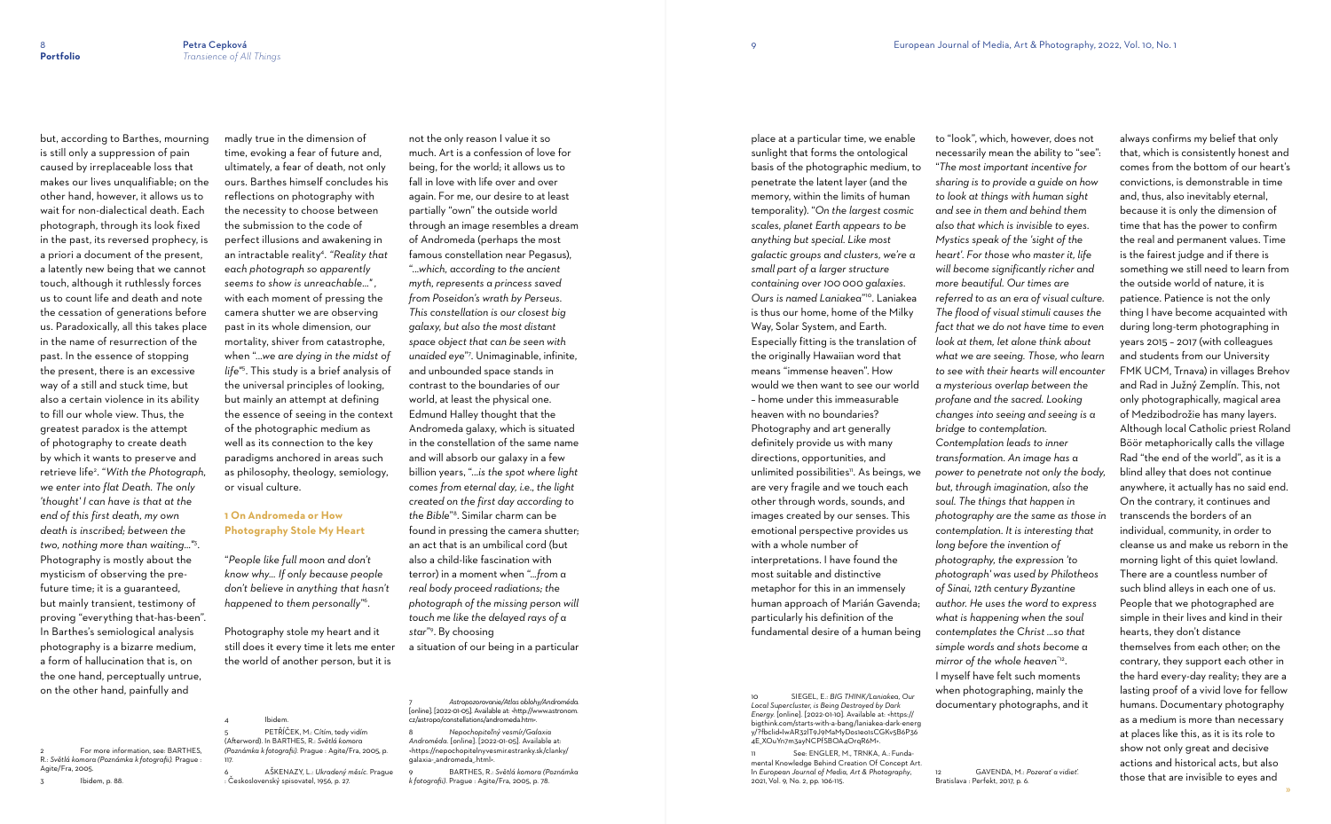but, according to Barthes, mourning is still only a suppression of pain caused by irreplaceable loss that makes our lives unqualifiable; on the other hand, however, it allows us to wait for non-dialectical death. Each photograph, through its look fixed in the past, its reversed prophecy, is a priori a document of the present, a latently new being that we cannot touch, although it ruthlessly forces us to count life and death and note the cessation of generations before us. Paradoxically, all this takes place in the name of resurrection of the past. In the essence of stopping the present, there is an excessive way of a still and stuck time, but also a certain violence in its ability to fill our whole view. Thus, the greatest paradox is the attempt of photography to create death by which it wants to preserve and retrieve life[2]. "*With the Photograph, we enter into flat Death. The only 'thought' I can have is that at the end of this first death, my own death is inscribed; between the two, nothing more than waiting…*"[3]. Photography is mostly about the mysticism of observing the pre-future time; it is a guaranteed, but mainly transient, testimony of proving "everything that-has-been". In Barthes's semiological analysis photography is a bizarre medium, a form of hallucination that is, on the one hand, perceptually untrue, on the other hand, painfully and madly true in the dimension of time, evoking a fear of future and, ultimately, a fear of death, not only ours. Barthes himself concludes his reflections on photography with the necessity to choose between the submission to the code of perfect illusions and awakening in an intractable reality[4]. "*Reality that each photograph so apparently seems to show is unreachable…*", with each moment of pressing the camera shutter we are observing past in its whole dimension, our mortality, shiver from catastrophe, when "*…we are dying in the midst of life*"[5]. This study is a brief analysis of the universal principles of looking, but mainly an attempt at defining the essence of seeing in the context of the photographic medium as well as its connection to the key paradigms anchored in areas such as philosophy, theology, semiology, or visual culture.

## 1 On Andromeda or How Photography Stole My Heart

"*People like full moon and don't know why… If only because people don't believe in anything that hasn't happened to them personally*"[6].

Photography stole my heart and it still does it every time it lets me enter the world of another person, but it is not the only reason I value it so much. Art is a confession of love for being, for the world; it allows us to fall in love with life over and over again. For me, our desire to at least partially "own" the outside world through an image resembles a dream of Andromeda (perhaps the most famous constellation near Pegasus), "*…which, according to the ancient myth, represents a princess saved from Poseidon's wrath by Perseus. This constellation is our closest big galaxy, but also the most distant space object that can be seen with unaided eye*"[7]. Unimaginable, infinite, and unbounded space stands in contrast to the boundaries of our world, at least the physical one. Edmund Halley thought that the Andromeda galaxy, which is situated in the constellation of the same name and will absorb our galaxy in a few billion years, "*…is the spot where light comes from eternal day, i.e., the light created on the first day according to the Bible*"[8]. Similar charm can be found in pressing the camera shutter; an act that is an umbilical cord (but also a child-like fascination with terror) in a moment when "*…from a real body proceed radiations; the photograph of the missing person will touch me like the delayed rays of a star*"[9]. By choosing a situation of our being in a particular place at a particular time, we enable sunlight that forms the ontological basis of the photographic medium, to penetrate the latent layer (and the memory, within the limits of human temporality). "*On the largest cosmic scales, planet Earth appears to be anything but special. Like most galactic groups and clusters, we're a small part of a larger structure containing over 100 000 galaxies. Ours is named Laniakea*"[10]. Laniakea is thus our home, home of the Milky Way, Solar System, and Earth. Especially fitting is the translation of the originally Hawaiian word that means "immense heaven". How would we then want to see our world – home under this immeasurable heaven with no boundaries? Photography and art generally definitely provide us with many directions, opportunities, and unlimited possibilities[11]. As beings, we are very fragile and we touch each other through words, sounds, and images created by our senses. This emotional perspective provides us with a whole number of interpretations. I have found the most suitable and distinctive metaphor for this in an immensely human approach of Marián Gavenda; particularly his definition of the fundamental desire of a human being to "look", which, however, does not necessarily mean the ability to "see": "*The most important incentive for sharing is to provide a guide on how to look at things with human sight and see in them and behind them also that which is invisible to eyes. Mystics speak of the 'sight of the heart'. For those who master it, life will become significantly richer and more beautiful. Our times are referred to as an era of visual culture. The flood of visual stimuli causes the fact that we do not have time to even look at them, let alone think about what we are seeing. Those, who learn to see with their hearts will encounter a mysterious overlap between the profane and the sacred. Looking changes into seeing and seeing is a bridge to contemplation. Contemplation leads to inner transformation. An image has a power to penetrate not only the body, but, through imagination, also the soul. The things that happen in photography are the same as those in contemplation. It is interesting that long before the invention of photography, the expression 'to photograph' was used by Philotheos of Sinai, 12th century Byzantine author. He uses the word to express what is happening when the soul contemplates the Christ …so that simple words and shots become a mirror of the whole heaven*"[12]. I myself have felt such moments when photographing, mainly the documentary photographs, and it always confirms my belief that only that, which is consistently honest and comes from the bottom of our heart's convictions, is demonstrable in time and, thus, also inevitably eternal, because it is only the dimension of time that has the power to confirm the real and permanent values. Time is the fairest judge and if there is something we still need to learn from the outside world of nature, it is patience. Patience is not the only thing I have become acquainted with during long-term photographing in years 2015 – 2017 (with colleagues and students from our University FMK UCM, Trnava) in villages Brehov and Rad in Južný Zemplín. This, not only photographically, magical area of Medzibodrožie has many layers. Although local Catholic priest Roland Böör metaphorically calls the village Rad "the end of the world", as it is a blind alley that does not continue anywhere, it actually has no said end. On the contrary, it continues and transcends the borders of an individual, community, in order to cleanse us and make us reborn in the morning light of this quiet lowland. There are a countless number of such blind alleys in each one of us. People that we photographed are simple in their lives and kind in their hearts, they don't distance themselves from each other; on the contrary, they support each other in the hard every-day reality; they are a lasting proof of a vivid love for fellow humans. Documentary photography as a medium is more than necessary at places like this, as it is its role to show not only great and decisive actions and historical acts, but also those that are invisible to eyes and

---

2 For more information, see: BARTHES, R.: *Světlá komora (Poznámka k fotografii).* Prague : Agite/Fra, 2005.

3 Ibidem, p. 88.

4 Ibidem.

5 PETŘÍČEK, M.: *Cítím, tedy vidím* (Afterword). In BARTHES, R.: *Světlá komora (Poznámka k fotografii).* Prague : Agite/Fra, 2005, p. 117.

6 AŠKENAZY, L.: *Ukradený měsíc.* Prague : Československý spisovatel, 1956, p. 27.

7 *Astropozorovanie/Atlas oblohy/Andromeda.* [online]. [2022-01-05]. Available at: <http://www.astronom.cz/astropo/constellations/andromeda.htm>.

8 *Nepochopiteľný vesmír/Galaxia Andromeda.* [online]. [2022-01-05]. Available at: <https://nepochopitelnyvesmir.estranky.sk/clanky/galaxia-_andromeda_.html>.

9 BARTHES, R.: *Světlá komora (Poznámka k fotografii).* Prague : Agite/Fra, 2005, p. 78.

10 SIEGEL, E.: *BIG THINK/Laniakea, Our Local Supercluster, is Being Destroyed by Dark Energy.* [online]. [2022-01-10]. Available at: <https://bigthink.com/starts-with-a-bang/laniakea-dark-energy/?fbclid=IwAR32IT9J9MaMyDos1eo1sCGKv5B6P364E_XOuYn7m3ayNCPfSBOA4OrqR6M>.

11 See: ENGLER, M., TRNKA, A.: Fundamental Knowledge Behind Creation Of Concept Art. In *European Journal of Media, Art & Photography*, 2021, Vol. 9, No. 2, pp. 106-115.

12 GAVENDA, M.: *Pozerať a vidieť.* Bratislava : Perfekt, 2017, p. 6.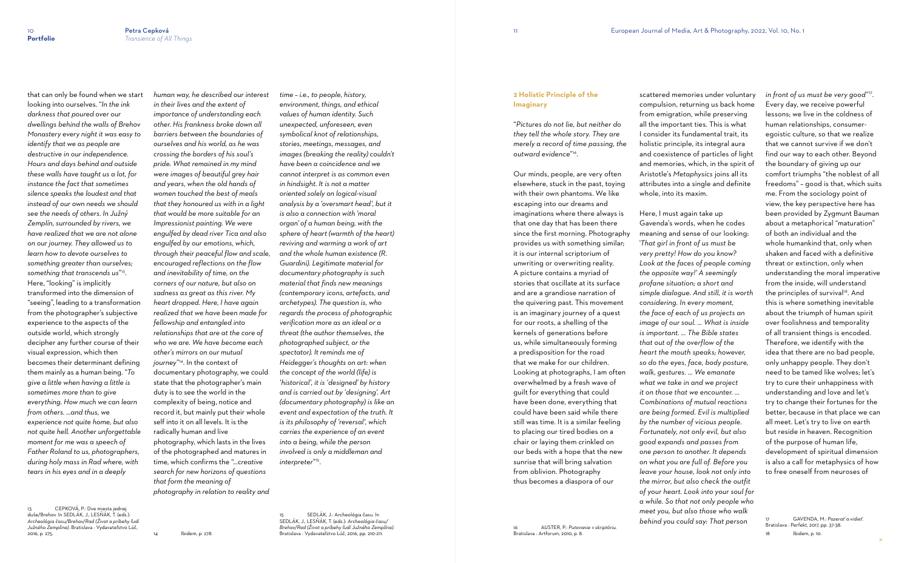that can only be found when we start looking into ourselves. "*In the ink darkness that poured over our dwellings behind the walls of Brehov Monastery every night it was easy to identify that we as people are destructive in our independence. Hours and days behind and outside these walls have taught us a lot, for instance the fact that sometimes silence speaks the loudest and that instead of our own needs we should see the needs of others. In Južný Zemplín, surrounded by rivers, we have realized that we are not alone on our journey. They allowed us to learn how to devote ourselves to something greater than ourselves; something that transcends us*"[13]. Here, "looking" is implicitly transformed into the dimension of "seeing", leading to a transformation from the photographer's subjective experience to the aspects of the outside world, which strongly decipher any further course of their visual expression, which then becomes their determinant defining them mainly as a human being. "*To give a little when having a little is sometimes more than to give everything. How much we can learn from others. ...and thus, we experience not quite home, but also not quite hell. Another unforgettable moment for me was a speech of Father Roland to us, photographers, during holy mass in Rad where, with tears in his eyes and in a deeply human way, he described our interest in their lives and the extent of importance of understanding each other. His frankness broke down all barriers between the boundaries of ourselves and his world, as he was crossing the borders of his soul's pride. What remained in my mind were images of beautiful grey hair and years, when the old hands of women touched the best of meals that they honoured us with in a light that would be more suitable for an Impressionist painting. We were engulfed by dead river Tica and also engulfed by our emotions, which, through their peaceful flow and scale, encouraged reflections on the flow and inevitability of time, on the corners of our nature, but also on sadness as great as this river. My heart dropped. Here, I have again realized that we have been made for fellowship and entangled into relationships that are at the core of who we are. We have become each other's mirrors on our mutual journey*"[14]. In the context of documentary photography, we could state that the photographer's main duty is to see the world in the complexity of being, notice and record it, but mainly put their whole self into it on all levels. It is the radically human and live photography, which lasts in the lives of the photographed and matures in time, which confirms the "*...creative search for new horizons of questions that form the meaning of photography in relation to reality and time – i.e., to people, history, environment, things, and ethical values of human identity. Such unexpected, unforeseen, even symbolical knot of relationships, stories, meetings, messages, and images (breaking the reality) couldn't have been a coincidence and we cannot interpret is as common even in hindsight. It is not a matter oriented solely on logical-visual analysis by a 'oversmart head', but it is also a connection with 'moral organ' of a human being, with the sphere of heart (warmth of the heart) reviving and warming a work of art and the whole human existence (R. Guardini). Legitimate material for documentary photography is such material that finds new meanings (contemporary icons, artefacts, and archetypes). The question is, who regards the process of photographic verification more as an ideal or a threat (the author themselves, the photographed subject, or the spectator). It reminds me of Heidegger's thoughts on art: when the concept of the world (life) is 'historical', it is 'designed' by history and is carried out by 'designing'. Art (documentary photography) is like an event and expectation of the truth. It is its philosophy of 'reversal', which carries the experience of an event into a being, while the person involved is only a middleman and interpreter*"[15].

13 CEPKOVÁ, P.: Dve miesta jednej duše/Brehov. In SEDLÁK, J., LESŇÁK, T. (eds.): *Archeológia času/Brehov/Rad (Život a príbehy ľudí Južného Zemplína)*. Bratislava : Vydavateľstvo Lúč, 2016, p. 275.

14 Ibidem, p. 278.

15 SEDLÁK, J.: Archeológia času. In SEDLÁK, J., LESŇÁK, T. (eds.): *Archeológia času/Brehov/Rad (Život a príbehy ľudí Južného Zemplína)*. Bratislava : Vydavateľstvo Lúč, 2016, pp. 210-211.

## 2 Holistic Principle of the Imaginary

"*Pictures do not lie, but neither do they tell the whole story. They are merely a record of time passing, the outward evidence*"[16].

Our minds, people, are very often elsewhere, stuck in the past, toying with their own phantoms. We like escaping into our dreams and imaginations where there always is that one day that has been there since the first morning. Photography provides us with something similar; it is our internal scriptorium of unwriting or overwriting reality. A picture contains a myriad of stories that oscillate at its surface and are a grandiose narration of the quivering past. This movement is an imaginary journey of a quest for our roots, a shelling of the kernels of generations before us, while simultaneously forming a predisposition for the road that we make for our children. Looking at photographs, I am often overwhelmed by a fresh wave of guilt for everything that could have been done, everything that could have been said while there still was time. It is a similar feeling to placing our tired bodies on a chair or laying them crinkled on our beds with a hope that the new sunrise that will bring salvation from oblivion. Photography thus becomes a diaspora of our scattered memories under voluntary compulsion, returning us back home from emigration, while preserving all the important ties. This is what I consider its fundamental trait, its holistic principle, its integral aura and coexistence of particles of light and memories, which, in the spirit of Aristotle's *Metaphysics* joins all its attributes into a single and definite whole, into its maxim.

Here, I must again take up Gavenda's words, when he codes meaning and sense of our looking: '*That girl in front of us must be very pretty! How do you know? Look at the faces of people coming the opposite way!' A seemingly profane situation; a short and simple dialogue. And still, it is worth considering. In every moment, the face of each of us projects an image of our soul. ... What is inside is important. ... The Bible states that out of the overflow of the heart the mouth speaks; however, so do the eyes, face, body posture, walk, gestures. ... We emanate what we take in and we project it on those that we encounter. ... Combinations of mutual reactions are being formed. Evil is multiplied by the number of vicious people. Fortunately, not only evil, but also good expands and passes from one person to another. It depends on what you are full of. Before you leave your house, look not only into the mirror, but also check the outfit of your heart. Look into your soul for a while. So that not only people who meet you, but also those who walk behind you could say: That person in front of us must be very good*'"[17]. Every day, we receive powerful lessons; we live in the coldness of human relationships, consumer-egoistic culture, so that we realize that we cannot survive if we don't find our way to each other. Beyond the boundary of giving up our comfort triumphs "the noblest of all freedoms" – good is that, which suits me. From the sociology point of view, the key perspective here has been provided by Zygmunt Bauman about a metaphorical "maturation" of both an individual and the whole humankind that, only when shaken and faced with a definitive threat or extinction, only when understanding the moral imperative from the inside, will understand the principles of survival[18]. And this is where something inevitable about the triumph of human spirit over foolishness and temporality of all transient things is encoded. Therefore, we identify with the idea that there are no bad people, only unhappy people. They don't need to be tamed like wolves; let's try to cure their unhappiness with understanding and love and let's try to change their fortunes for the better, because in that place we can all meet. Let's try to live on earth but reside in heaven. Recognition of the purpose of human life, development of spiritual dimension is also a call for metaphysics of how to free oneself from neuroses of

16 AUSTER, P.: *Putovanie v skriptóriu*. Bratislava : Artforum, 2010, p. 8.

17 GAVENDA, M.: *Pozerať a vidieť*. Bratislava : Perfekt, 2017, pp. 37-38.

18 Ibidem, p. 10.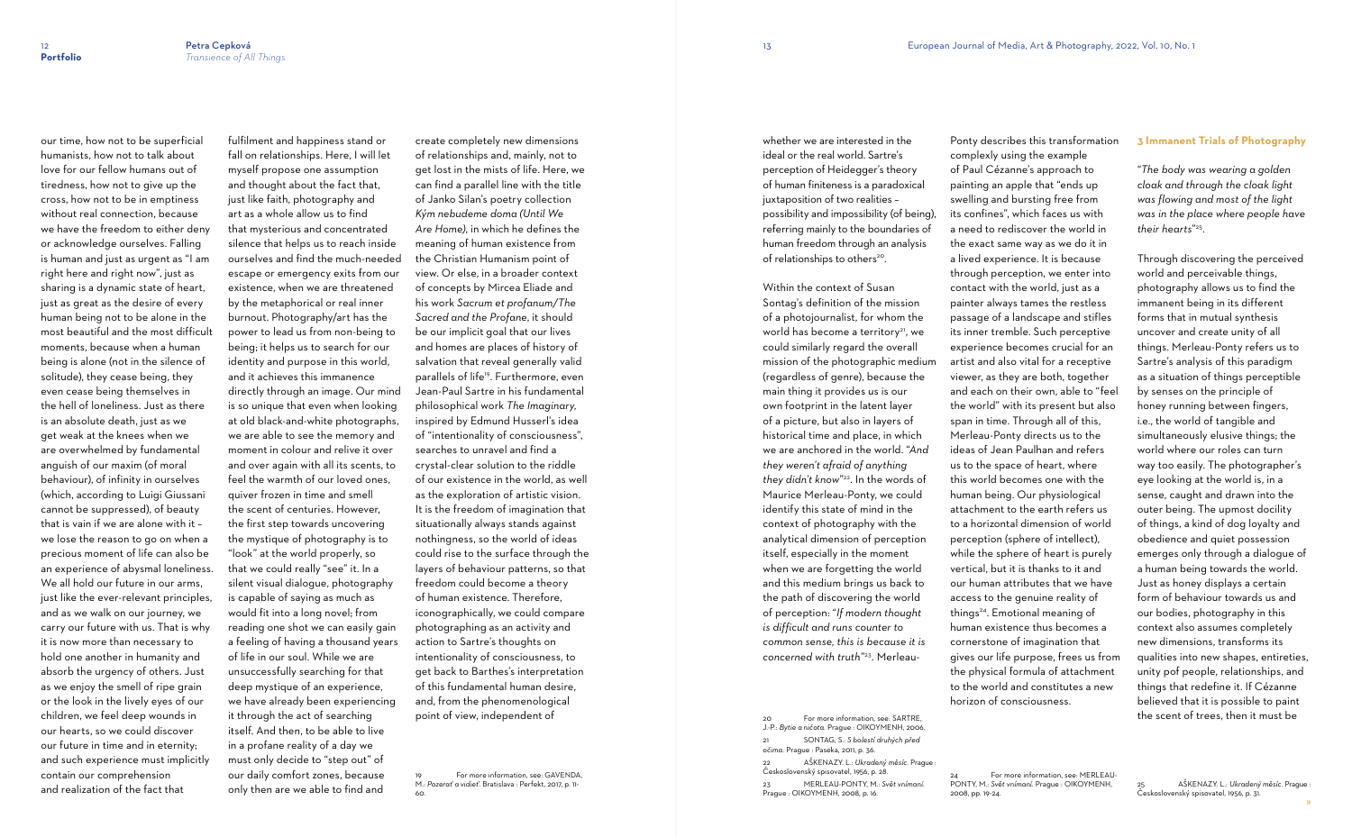our time, how not to be superficial humanists, how not to talk about love for our fellow humans out of tiredness, how not to give up the cross, how not to be in emptiness without real connection, because we have the freedom to either deny or acknowledge ourselves. Falling is human and just as urgent as "I am right here and right now", just as sharing is a dynamic state of heart, just as great as the desire of every human being not to be alone in the most beautiful and the most difficult moments, because when a human being is alone (not in the silence of solitude), they cease being, they even cease being themselves in the hell of loneliness. Just as there is an absolute death, just as we get weak at the knees when we are overwhelmed by fundamental anguish of our maxim (of moral behaviour), of infinity in ourselves (which, according to Luigi Giussani cannot be suppressed), of beauty that is vain if we are alone with it – we lose the reason to go on when a precious moment of life can also be an experience of abysmal loneliness. We all hold our future in our arms, just like the ever-relevant principles, and as we walk on our journey, we carry our future with us. That is why it is now more than necessary to hold one another in humanity and absorb the urgency of others. Just as we enjoy the smell of ripe grain or the look in the lively eyes of our children, we feel deep wounds in our hearts, so we could discover our future in time and in eternity; and such experience must implicitly contain our comprehension and realization of the fact that fulfilment and happiness stand or fall on relationships. Here, I will let myself propose one assumption and thought about the fact that, just like faith, photography and art as a whole allow us to find that mysterious and concentrated silence that helps us to reach inside ourselves and find the much-needed escape or emergency exits from our existence, when we are threatened by the metaphorical or real inner burnout. Photography/art has the power to lead us from non-being to being; it helps us to search for our identity and purpose in this world, and it achieves this immanence directly through an image. Our mind is so unique that even when looking at old black-and-white photographs, we are able to see the memory and moment in colour and relive it over and over again with all its scents, to feel the warmth of our loved ones, quiver frozen in time and smell the scent of centuries. However, the first step towards uncovering the mystique of photography is to "look" at the world properly, so that we could really "see" it. In a silent visual dialogue, photography is capable of saying as much as would fit into a long novel; from reading one shot we can easily gain a feeling of having a thousand years of life in our soul. While we are unsuccessfully searching for that deep mystique of an experience, we have already been experiencing it through the act of searching itself. And then, to be able to live in a profane reality of a day we must only decide to "step out" of our daily comfort zones, because only then are we able to find and create completely new dimensions of relationships and, mainly, not to get lost in the mists of life. Here, we can find a parallel line with the title of Janko Silan's poetry collection *Kým nebudeme doma (Until We Are Home)*, in which he defines the meaning of human existence from the Christian Humanism point of view. Or else, in a broader context of concepts by Mircea Eliade and his work *Sacrum et profanum/The Sacred and the Profane*, it should be our implicit goal that our lives and homes are places of history of salvation that reveal generally valid parallels of life[19]. Furthermore, even Jean-Paul Sartre in his fundamental philosophical work *The Imaginary*, inspired by Edmund Husserl's idea of "intentionality of consciousness", searches to unravel and find a crystal-clear solution to the riddle of our existence in the world, as well as the exploration of artistic vision. It is the freedom of imagination that situationally always stands against nothingness, so the world of ideas could rise to the surface through the layers of behaviour patterns, so that freedom could become a theory of human existence. Therefore, iconographically, we could compare photographing as an activity and action to Sartre's thoughts on intentionality of consciousness, to get back to Barthes's interpretation of this fundamental human desire, and, from the phenomenological point of view, independent of whether we are interested in the ideal or the real world. Sartre's perception of Heidegger's theory of human finiteness is a paradoxical juxtaposition of two realities – possibility and impossibility (of being), referring mainly to the boundaries of human freedom through an analysis of relationships to others[20].

Within the context of Susan Sontag's definition of the mission of a photojournalist, for whom the world has become a territory[21], we could similarly regard the overall mission of the photographic medium (regardless of genre), because the main thing it provides us is our own footprint in the latent layer of a picture, but also in layers of historical time and place, in which we are anchored in the world. *"And they weren't afraid of anything they didn't know"*[22]. In the words of Maurice Merleau-Ponty, we could identify this state of mind in the context of photography with the analytical dimension of perception itself, especially in the moment when we are forgetting the world and this medium brings us back to the path of discovering the world of perception: *"If modern thought is difficult and runs counter to common sense, this is because it is concerned with truth"*[23]. Merleau-Ponty describes this transformation complexly using the example of Paul Cézanne's approach to painting an apple that "ends up swelling and bursting free from its confines", which faces us with a need to rediscover the world in the exact same way as we do it in a lived experience. It is because through perception, we enter into contact with the world, just as a painter always tames the restless passage of a landscape and stifles its inner tremble. Such perceptive experience becomes crucial for an artist and also vital for a receptive viewer, as they are both, together and each on their own, able to "feel the world" with its present but also span in time. Through all of this, Merleau-Ponty directs us to the ideas of Jean Paulhan and refers us to the space of heart, where this world becomes one with the human being. Our physiological attachment to the earth refers us to a horizontal dimension of world perception (sphere of intellect), while the sphere of heart is purely vertical, but it is thanks to it and our human attributes that we have access to the genuine reality of things[24]. Emotional meaning of human existence thus becomes a cornerstone of imagination that gives our life purpose, frees us from the physical formula of attachment to the world and constitutes a new horizon of consciousness.

## 3 Immanent Trials of Photography

*"The body was wearing a golden cloak and through the cloak light was flowing and most of the light was in the place where people have their hearts"*[25].

Through discovering the perceived world and perceivable things, photography allows us to find the immanent being in its different forms that in mutual synthesis uncover and create unity of all things. Merleau-Ponty refers us to Sartre's analysis of this paradigm as a situation of things perceptible by senses on the principle of honey running between fingers, i.e., the world of tangible and simultaneously elusive things; the world where our roles can turn way too easily. The photographer's eye looking at the world is, in a sense, caught and drawn into the outer being. The upmost docility of things, a kind of dog loyalty and obedience and quiet possession emerges only through a dialogue of a human being towards the world. Just as honey displays a certain form of behaviour towards us and our bodies, photography in this context also assumes completely new dimensions, transforms its qualities into new shapes, entireties, unity pof people, relationships, and things that redefine it. If Cézanne believed that it is possible to paint the scent of trees, then it must be

---

19 For more information, see: GAVENDA, M.: *Pozerať a vidieť*. Bratislava : Perfekt, 2017, p. 11-60.

20 For more information, see: SARTRE, J.-P.: *Bytie a ničota*. Prague : OIKOYMENH, 2006.

21 SONTAG, S.: *S bolestí druhých před očima*. Prague : Paseka, 2011, p. 36.

22 AŠKENAZY. L.: *Ukradený měsíc*. Prague : Československý spisovatel, 1956, p. 28.

23 MERLEAU-PONTY, M.: *Svět vnímaní*. Prague : OIKOYMENH, 2008, p. 16.

24 For more information, see: MERLEAU-PONTY, M.: *Svět vnímaní*. Prague : OIKOYMENH, 2008, pp. 19-24.

25 AŠKENAZY. L.: *Ukradený měsíc*. Prague : Československý spisovatel, 1956, p. 31.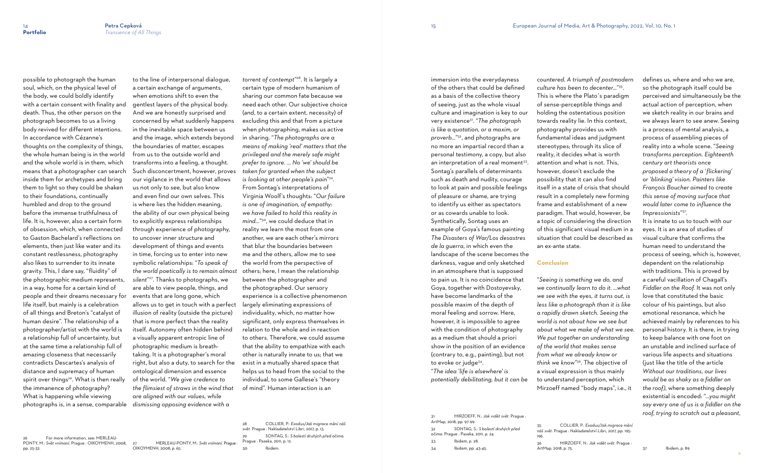possible to photograph the human soul, which, on the physical level of the body, we could boldly identify with a certain consent with finality and death. Thus, the other person on the photograph becomes to us a living body revived for different intentions. In accordance with Cézanne's thoughts on the complexity of things, the whole human being is in the world and the whole world is in them, which means that a photographer can search inside them for archetypes and bring them to light so they could be shaken to their foundations, continually humbled and drop to the ground before the immense truthfulness of life. It is, however, also a certain form of obsession, which, when connected to Gaston Bachelard's reflections on elements, then just like water and its constant restlessness, photography also likes to surrender to its innate gravity. This, I dare say, "fluidity" of the photographic medium represents, in a way, home for a certain kind of people and their dreams necessary for life itself, but mainly is a celebration of all things and Breton's "catalyst of human desire". The relationship of a photographer/artist with the world is a relationship full of uncertainty, but at the same time a relationship full of amazing closeness that necessarily contradicts Descartes's analysis of distance and supremacy of human spirit over things[26]. What is then really the immanence of photography? What is happening while viewing photographs is, in a sense, comparable to the line of interpersonal dialogue, a certain exchange of arguments, when emotions shift to even the gentlest layers of the physical body. And we are honestly surprised and concerned by what suddenly happens in the inevitable space between us and the image, which extends beyond the boundaries of matter, escapes from us to the outside world and transforms into a feeling, a thought. Such disconcertment, however, proves our vigilance in the world that allows us not only to see, but also know and even find our own selves. This is where lies the hidden meaning, the ability of our own physical being to explicitly express relationships through experience of photography, to uncover inner structure and development of things and events in time, forcing us to enter into new symbolic relationships: "*To speak of the world poetically is to remain almost silent*"[27]. Thanks to photographs, we are able to view people, things, and events that are long gone, which allows us to get in touch with a perfect illusion of reality (outside the picture) that is more perfect than the reality itself. Autonomy often hidden behind a visually apparent entropic line of photographic medium is breath-taking. It is a photographer's moral right, but also a duty, to search for the ontological dimension and essence of the world. "*We give credence to the flimsiest of straws in the wind that are aligned with our values, while dismissing opposing evidence with a torrent of contempt*"[28]. It is largely a certain type of modern humanism of sharing our common fate because we need each other. Our subjective choice (and, to a certain extent, necessity) of excluding this and that from a picture when photographing, makes us active in sharing. "*The photographs are a means of making 'real' matters that the privileged and the merely safe might prefer to ignore. ... No 'we' should be taken for granted when the subject is looking at other people's pain*"[29]. From Sontag's interpretations of Virginia Woolf's thoughts: "*Our failure is one of imagination, of empathy: we have failed to hold this reality in mind...*"[30], we could deduce that in reality we learn the most from one another, we are each other's mirrors that blur the boundaries between me and the others, allow me to see the world from the perspective of others; here, I mean the relationship between the photographer and the photographed. Our sensory experience is a collective phenomenon largely eliminating expressions of individuality, which, no matter how significant, only express themselves in relation to the whole and in reaction to others. Therefore, we could assume that the ability to empathize with each other is naturally innate to us; that we exist in a mutually shared space that helps us to head from the social to the individual, to some Gallese's "theory of mind". Human interaction is an immersion into the everydayness of the others that could be defined as a basis of the collective theory of seeing, just as the whole visual culture and imagination is key to our very existence[31]. "*The photograph is like a quotation, or a maxim, or proverb...*"[32], and photographs are no more an impartial record than a personal testimony, a copy, but also an interpretation of a real moment[33]. Sontag's parallels of determinants such as death and nudity, courage to look at pain and possible feelings of pleasure or shame, are trying to identify us either as spectators or as cowards unable to look. Synthetically, Sontag uses an example of Goya's famous painting *The Disasters of War/Los desastres de la guerra*, in which even the landscape of the scene becomes the darkness, vague and only sketched in an atmosphere that is supposed to pain us. It is no coincidence that Goya, together with Dostoyevsky, have become landmarks of the possible maxim of the depth of moral feeling and sorrow. Here, however, it is impossible to agree with the condition of photography as a medium that should a priori show in the position of an evidence (contrary to, e.g., painting), but not to evoke or judge[34].

"*The idea 'life is elsewhere' is potentially debilitating, but it can be countered. A triumph of postmodern culture has been to decenter...*"[35]. This is where the Plato's paradigm of sense-perceptible things and holding the ostentatious position towards reality lie. In this context, photography provides us with fundamental ideas and judgment stereotypes; through its slice of reality, it decides what is worth attention and what is not. This, however, doesn't exclude the possibility that it can also find itself in a state of crisis that should result in a completely new forming frame and establishment of a new paradigm. That would, however, be a topic of considering the direction of this significant visual medium in a situation that could be described as an ex-ante state.

## Conclusion

"*Seeing is something we do, and we continually learn to do it. ...what we see with the eyes, it turns out, is less like a photograph than it is like a rapidly drawn sketch. Seeing the world is not about how we see but about what we make of what we see. We put together an understanding of the world that makes sense from what we already know or think we know*"[36]. The objective of a visual expression is thus mainly to understand perception, which Mirzoeff named "body maps", i.e., it defines us, where and who we are, so the photograph itself could be perceived and simultaneously be the actual action of perception, when we sketch reality in our brains and we always learn to see anew. Seeing is a process of mental analysis, a process of assembling pieces of reality into a whole scene. "*Seeing transforms perception. Eighteenth century art theorists once proposed a theory of a 'flickering' or 'blinking' vision. Painters like François Boucher aimed to create this sense of moving surface that would later come to influence the Impressionists*"[37].

It is innate to us to touch with our eyes. It is an area of studies of visual culture that confirms the human need to understand the process of seeing, which is, however, dependent on the relationship with traditions. This is proved by a careful vacillation of Chagall's *Fiddler on the Roof.* It was not only love that constituted the basic colour of his paintings, but also emotional resonance, which he achieved mainly by references to his personal history. It is there, in trying to keep balance with one foot on an unstable and inclined surface of various life aspects and situations (just like the title of the article *Without our traditions, our lives would be as shaky as a fiddler on the roof)*, where something deeply existential is encoded: "*...you might say every one of us is a fiddler on the roof, trying to scratch out a pleasant,*

---

26 For more information, see: MERLEAU-PONTY, M.: *Svět vnímání*. Prague : OIKOYMENH, 2008, pp. 25-32.

27 MERLEAU-PONTY, M.: *Svět vnímání*. Prague : OIKOYMENH, 2008, p. 65.

28 COLLIER, P.: *Exodus/Jak migrace mění náš svět*. Prague : Nakladatelství Libri, 2017, p. 13.

29 SONTAG, S.: *S bolestí druhých před očima*. Prague : Paseka, 2011, p. 12.

30 Ibidem.

31 MIRZOEFF, N.: *Jak vidět svět*. Prague : ArtMap, 2018, pp. 97-99.

32 SONTAG, S.: *S bolestí druhých před očima*. Prague : Paseka, 2011, p. 24.

33 Ibidem, p. 28.

34 Ibidem, pp. 43-45.

35 COLLIER, P.: *Exodus/Jak migrace mění náš svět*. Prague : Nakladatelství Libri, 2017, pp. 195-196.

36 MIRZOEFF, N.: *Jak vidět svět*. Prague : ArtMap, 2018, p. 75.

37 Ibidem, p. 89.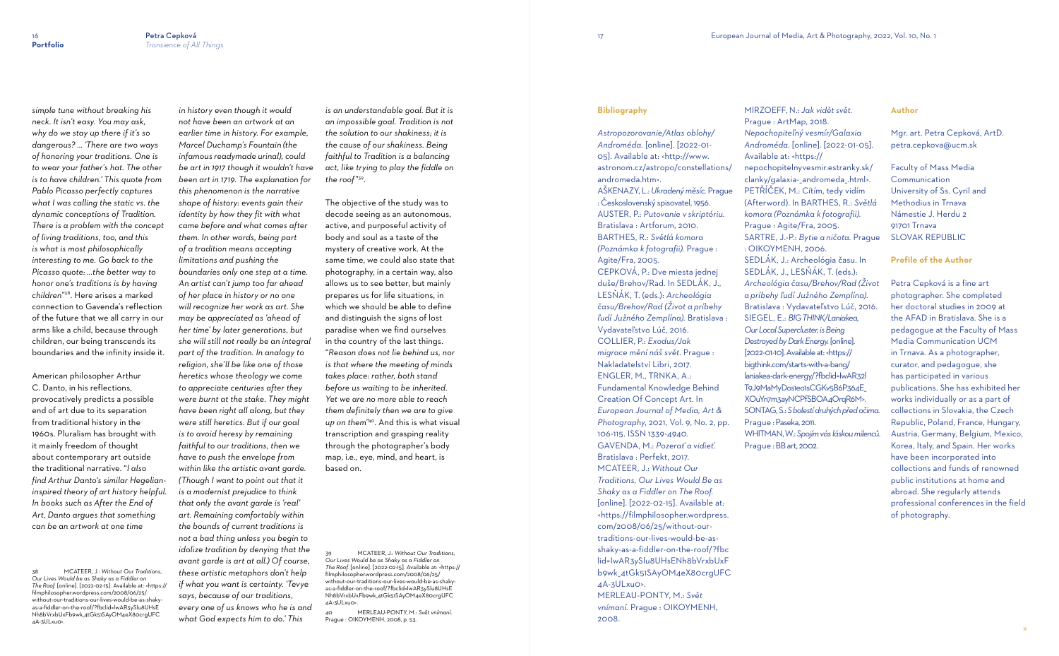*simple tune without breaking his neck. It isn't easy. You may ask, why do we stay up there if it's so dangerous? … 'There are two ways of honoring your traditions. One is to wear your father's hat. The other is to have children.' This quote from Pablo Picasso perfectly captures what I was calling the static vs. the dynamic conceptions of Tradition. There is a problem with the concept of living traditions, too, and this is what is most philosophically interesting to me. Go back to the Picasso quote: …the better way to honor one's traditions is by having children*"[38]. Here arises a marked connection to Gavenda's reflection of the future that we all carry in our arms like a child, because through children, our being transcends its boundaries and the infinity inside it.

American philosopher Arthur C. Danto, in his reflections, provocatively predicts a possible end of art due to its separation from traditional history in the 1960s. Pluralism has brought with it mainly freedom of thought about contemporary art outside the traditional narrative. "*I also find Arthur Danto's similar Hegelian-inspired theory of art history helpful. In books such as After the End of Art, Danto argues that something can be an artwork at one time in history even though it would not have been an artwork at an earlier time in history. For example, Marcel Duchamp's Fountain (the infamous readymade urinal), could be art in 1917 though it wouldn't have been art in 1719. The explanation for this phenomenon is the narrative shape of history: events gain their identity by how they fit with what came before and what comes after them. In other words, being part of a tradition means accepting limitations and pushing the boundaries only one step at a time. An artist can't jump too far ahead of her place in history or no one will recognize her work as art. She may be appreciated as 'ahead of her time' by later generations, but she will still not really be an integral part of the tradition. In analogy to religion, she'll be like one of those heretics whose theology we come to appreciate centuries after they were burnt at the stake. They might have been right all along, but they were still heretics. But if our goal is to avoid heresy by remaining faithful to our traditions, then we have to push the envelope from within like the artistic avant garde. (Though I want to point out that it is a modernist prejudice to think that only the avant garde is 'real' art. Remaining comfortably within the bounds of current traditions is not a bad thing unless you begin to idolize tradition by denying that the avant garde is art at all.) Of course, these artistic metaphors don't help if what you want is certainty. 'Tevye says, because of our traditions, every one of us knows who he is and what God expects him to do.' This is an understandable goal. But it is an impossible goal. Tradition is not the solution to our shakiness; it is the cause of our shakiness. Being faithful to Tradition is a balancing act, like trying to play the fiddle on the roof*"[39].

The objective of the study was to decode seeing as an autonomous, active, and purposeful activity of body and soul as a taste of the mystery of creative work. At the same time, we could also state that photography, in a certain way, also allows us to see better, but mainly prepares us for life situations, in which we should be able to define and distinguish the signs of lost paradise when we find ourselves in the country of the last things. "*Reason does not lie behind us, nor is that where the meeting of minds takes place: rather, both stand before us waiting to be inherited. Yet we are no more able to reach them definitely then we are to give up on them*"[40]. And this is what visual transcription and grasping reality through the photographer's body map, i.e., eye, mind, and heart, is based on.

38 MCATEER, J.: *Without Our Traditions, Our Lives Would be as Shaky as a Fiddler on The Roof.* [online]. [2022-02-15]. Available at: <https://filmphilosopherwordpress.com/2008/06/25/without-our-traditions-our-lives-would-be-as-shaky-as-a-fiddler-on-the-roof/?fbclid=IwAR3ySIu8UHsENh8bVrxbUxFb9wk_4tGk51SAyOM4eX80crgUFC4A-3ULxuo>.

39 MCATEER, J.: *Without Our Traditions, Our Lives Would be as Shaky as a Fiddler on The Roof.* [online]. [2022-02-15]. Available at: <https://filmphilosopherwordpress.com/2008/06/25/without-our-traditions-our-lives-would-be-as-shaky-as-a-fiddler-on-the-roof/?fbclid=IwAR3ySIu8UHsENh8bVrxbUxFb9wk_4tGk51SAyOM4eX80crgUFC4A-3ULxuo>.

40 MERLEAU-PONTY, M.: *Svět vnímání.* Prague : OIKOYMENH, 2008, p. 53.

## Bibliography

*Astropozorovanie/Atlas oblohy/ Andromeda.* [online]. [2022-01-05]. Available at: <http://www.astronom.cz/astropo/constellations/andromeda.htm>.
AŠKENAZY, L.: *Ukradený měsíc.* Prague : Československý spisovatel, 1956.
AUSTER, P.: *Putovanie v skriptóriu.* Bratislava : Artforum, 2010.
BARTHES, R.: *Světlá komora (Poznámka k fotografii).* Prague : Agite/Fra, 2005.
CEPKOVÁ, P.: Dve miesta jednej duše/Brehov/Rad. In SEDLÁK, J., LESŇÁK, T. (eds.): *Archeológia času/Brehov/Rad (Život a príbehy ľudí Južného Zemplína).* Bratislava : Vydavateľstvo Lúč, 2016.
COLLIER, P.: *Exodus/Jak migrace mění náš svět.* Prague : Nakladatelství Libri, 2017.
ENGLER, M., TRNKA, A.: Fundamental Knowledge Behind Creation Of Concept Art. In *European Journal of Media, Art & Photography*, 2021, Vol. 9, No. 2, pp. 106-115. ISSN 1339-4940.
GAVENDA, M.: *Pozerať a vidieť.* Bratislava : Perfekt, 2017.
MCATEER, J.: *Without Our Traditions, Our Lives Would Be as Shaky as a Fiddler on The Roof.* [online]. [2022-02-15]. Available at: <https://filmphilosopher.wordpress.com/2008/06/25/without-our-traditions-our-lives-would-be-as-shaky-as-a-fiddler-on-the-roof/?fbclid=IwAR3ySIu8UHsENh8bVrxbUxFb9wk_4tGk51SAyOM4eX80crgUFC4A-3ULxuo>.
MERLEAU-PONTY, M.: *Svět vnímaní.* Prague : OIKOYMENH, 2008.
MIRZOEFF, N.: *Jak vidět svět.* Prague : ArtMap, 2018.
*Nepochopiteľný vesmír/Galaxia Andromeda.* [online]. [2022-01-05]. Available at: <https://nepochopitelnyvesmir.estranky.sk/clanky/galaxia-_andromeda_.html>.
PETŘÍČEK, M.: Cítím, tedy vidím (Afterword). In BARTHES, R.: *Světlá komora (Poznámka k fotografii).* Prague : Agite/Fra, 2005.
SARTRE, J.-P.: *Bytie a ničota.* Prague : OIKOYMENH, 2006.
SEDLÁK, J.: Archeológia času. In SEDLÁK, J., LESŇÁK, T. (eds.): *Archeológia času/Brehov/Rad (Život a príbehy ľudí Južného Zemplína).* Bratislava : Vydavateľstvo Lúč, 2016.
SIEGEL, E.: *BIG THINK/Laniakea, Our Local Supercluster, is Being Destroyed by Dark Energy.* [online]. [2022-01-10]. Available at: <https://bigthink.com/starts-with-a-bang/laniakea-dark-energy/?fbclid=IwAR32lT9J9MaMyDos1eo1sCGKv5B6P364E_XOuYn7m3ayNCPfSBOA4OrqR6M>.
SONTAG, S.: *S bolestí druhých před očima.* Prague : Paseka, 2011.
WHITMAN, W.: *Spojím vás láskou milenců.* Prague : BB art, 2002.

## Author

Mgr. art. Petra Cepková, ArtD.
petra.cepkova@ucm.sk

Faculty of Mass Media Communication
University of Ss. Cyril and Methodius in Trnava
Námestie J. Herdu 2
91701 Trnava
SLOVAK REPUBLIC

## Profile of the Author

Petra Cepková is a fine art photographer. She completed her doctoral studies in 2009 at the AFAD in Bratislava. She is a pedagogue at the Faculty of Mass Media Communication UCM in Trnava. As a photographer, curator, and pedagogue, she has participated in various publications. She has exhibited her works individually or as a part of collections in Slovakia, the Czech Republic, Poland, France, Hungary, Austria, Germany, Belgium, Mexico, Korea, Italy, and Spain. Her works have been incorporated into collections and funds of renowned public institutions at home and abroad. She regularly attends professional conferences in the field of photography.